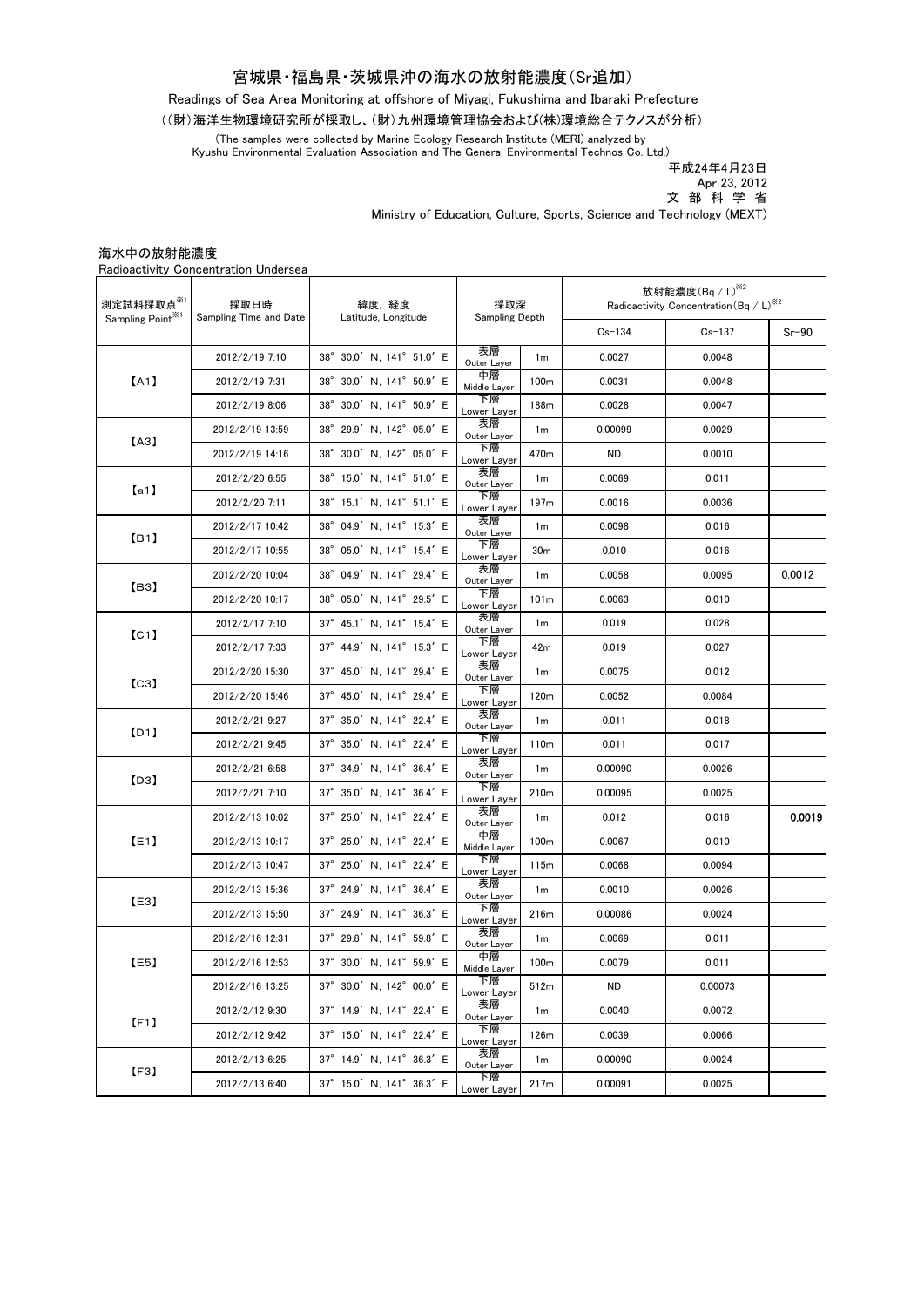# 宮城県・福島県・茨城県沖の海水の放射能濃度（Sr追加）

Readings of Sea Area Monitoring at offshore of Miyagi, Fukushima and Ibaraki Prefecture

（(財)海洋生物環境研究所が採取し、(財)九州環境管理協会および(株)環境総合テクノスが分析）

(The samples were collected by Marine Ecology Research Institute (MERI) analyzed by Kyushu Environmental Evaluation Association and The General Environmental Technos Co. Ltd.)

平成24年4月23日
Apr 23, 2012
文 部 科 学 省
Ministry of Education, Culture, Sports, Science and Technology (MEXT)

海水中の放射能濃度
Radioactivity Concentration Undersea

| 測定試料採取点※1 Sampling Point※1 | 採取日時 Sampling Time and Date | 緯度, 経度 Latitude, Longitude | 採取深 Sampling Depth | | 放射能濃度(Bq / L)※2 Radioactivity Concentration(Bq / L)※2 | | |
|---|---|---|---|---|---|---|---|
| | | | | | Cs-134 | Cs-137 | Sr-90 |
| 【A1】 | 2012/2/19 7:10 | 38° 30.0′ N, 141° 51.0′ E | 表層 Outer Layer | 1m | 0.0027 | 0.0048 | |
| | 2012/2/19 7:31 | 38° 30.0′ N, 141° 50.9′ E | 中層 Middle Layer | 100m | 0.0031 | 0.0048 | |
| | 2012/2/19 8:06 | 38° 30.0′ N, 141° 50.9′ E | 下層 Lower Layer | 188m | 0.0028 | 0.0047 | |
| 【A3】 | 2012/2/19 13:59 | 38° 29.9′ N, 142° 05.0′ E | 表層 Outer Layer | 1m | 0.00099 | 0.0029 | |
| | 2012/2/19 14:16 | 38° 30.0′ N, 142° 05.0′ E | 下層 Lower Layer | 470m | ND | 0.0010 | |
| 【a1】 | 2012/2/20 6:55 | 38° 15.0′ N, 141° 51.0′ E | 表層 Outer Layer | 1m | 0.0069 | 0.011 | |
| | 2012/2/20 7:11 | 38° 15.1′ N, 141° 51.1′ E | 下層 Lower Layer | 197m | 0.0016 | 0.0036 | |
| 【B1】 | 2012/2/17 10:42 | 38° 04.9′ N, 141° 15.3′ E | 表層 Outer Layer | 1m | 0.0098 | 0.016 | |
| | 2012/2/17 10:55 | 38° 05.0′ N, 141° 15.4′ E | 下層 Lower Layer | 30m | 0.010 | 0.016 | |
| 【B3】 | 2012/2/20 10:04 | 38° 04.9′ N, 141° 29.4′ E | 表層 Outer Layer | 1m | 0.0058 | 0.0095 | 0.0012 |
| | 2012/2/20 10:17 | 38° 05.0′ N, 141° 29.5′ E | 下層 Lower Layer | 101m | 0.0063 | 0.010 | |
| 【C1】 | 2012/2/17 7:10 | 37° 45.1′ N, 141° 15.4′ E | 表層 Outer Layer | 1m | 0.019 | 0.028 | |
| | 2012/2/17 7:33 | 37° 44.9′ N, 141° 15.3′ E | 下層 Lower Layer | 42m | 0.019 | 0.027 | |
| 【C3】 | 2012/2/20 15:30 | 37° 45.0′ N, 141° 29.4′ E | 表層 Outer Layer | 1m | 0.0075 | 0.012 | |
| | 2012/2/20 15:46 | 37° 45.0′ N, 141° 29.4′ E | 下層 Lower Layer | 120m | 0.0052 | 0.0084 | |
| 【D1】 | 2012/2/21 9:27 | 37° 35.0′ N, 141° 22.4′ E | 表層 Outer Layer | 1m | 0.011 | 0.018 | |
| | 2012/2/21 9:45 | 37° 35.0′ N, 141° 22.4′ E | 下層 Lower Layer | 110m | 0.011 | 0.017 | |
| 【D3】 | 2012/2/21 6:58 | 37° 34.9′ N, 141° 36.4′ E | 表層 Outer Layer | 1m | 0.00090 | 0.0026 | |
| | 2012/2/21 7:10 | 37° 35.0′ N, 141° 36.4′ E | 下層 Lower Layer | 210m | 0.00095 | 0.0025 | |
| 【E1】 | 2012/2/13 10:02 | 37° 25.0′ N, 141° 22.4′ E | 表層 Outer Layer | 1m | 0.012 | 0.016 | <u>0.0019</u> |
| | 2012/2/13 10:17 | 37° 25.0′ N, 141° 22.4′ E | 中層 Middle Layer | 100m | 0.0067 | 0.010 | |
| | 2012/2/13 10:47 | 37° 25.0′ N, 141° 22.4′ E | 下層 Lower Layer | 115m | 0.0068 | 0.0094 | |
| 【E3】 | 2012/2/13 15:36 | 37° 24.9′ N, 141° 36.4′ E | 表層 Outer Layer | 1m | 0.0010 | 0.0026 | |
| | 2012/2/13 15:50 | 37° 24.9′ N, 141° 36.3′ E | 下層 Lower Layer | 216m | 0.00086 | 0.0024 | |
| 【E5】 | 2012/2/16 12:31 | 37° 29.8′ N, 141° 59.8′ E | 表層 Outer Layer | 1m | 0.0069 | 0.011 | |
| | 2012/2/16 12:53 | 37° 30.0′ N, 141° 59.9′ E | 中層 Middle Layer | 100m | 0.0079 | 0.011 | |
| | 2012/2/16 13:25 | 37° 30.0′ N, 142° 00.0′ E | 下層 Lower Layer | 512m | ND | 0.00073 | |
| 【F1】 | 2012/2/12 9:30 | 37° 14.9′ N, 141° 22.4′ E | 表層 Outer Layer | 1m | 0.0040 | 0.0072 | |
| | 2012/2/12 9:42 | 37° 15.0′ N, 141° 22.4′ E | 下層 Lower Layer | 126m | 0.0039 | 0.0066 | |
| 【F3】 | 2012/2/13 6:25 | 37° 14.9′ N, 141° 36.3′ E | 表層 Outer Layer | 1m | 0.00090 | 0.0024 | |
| | 2012/2/13 6:40 | 37° 15.0′ N, 141° 36.3′ E | 下層 Lower Layer | 217m | 0.00091 | 0.0025 | |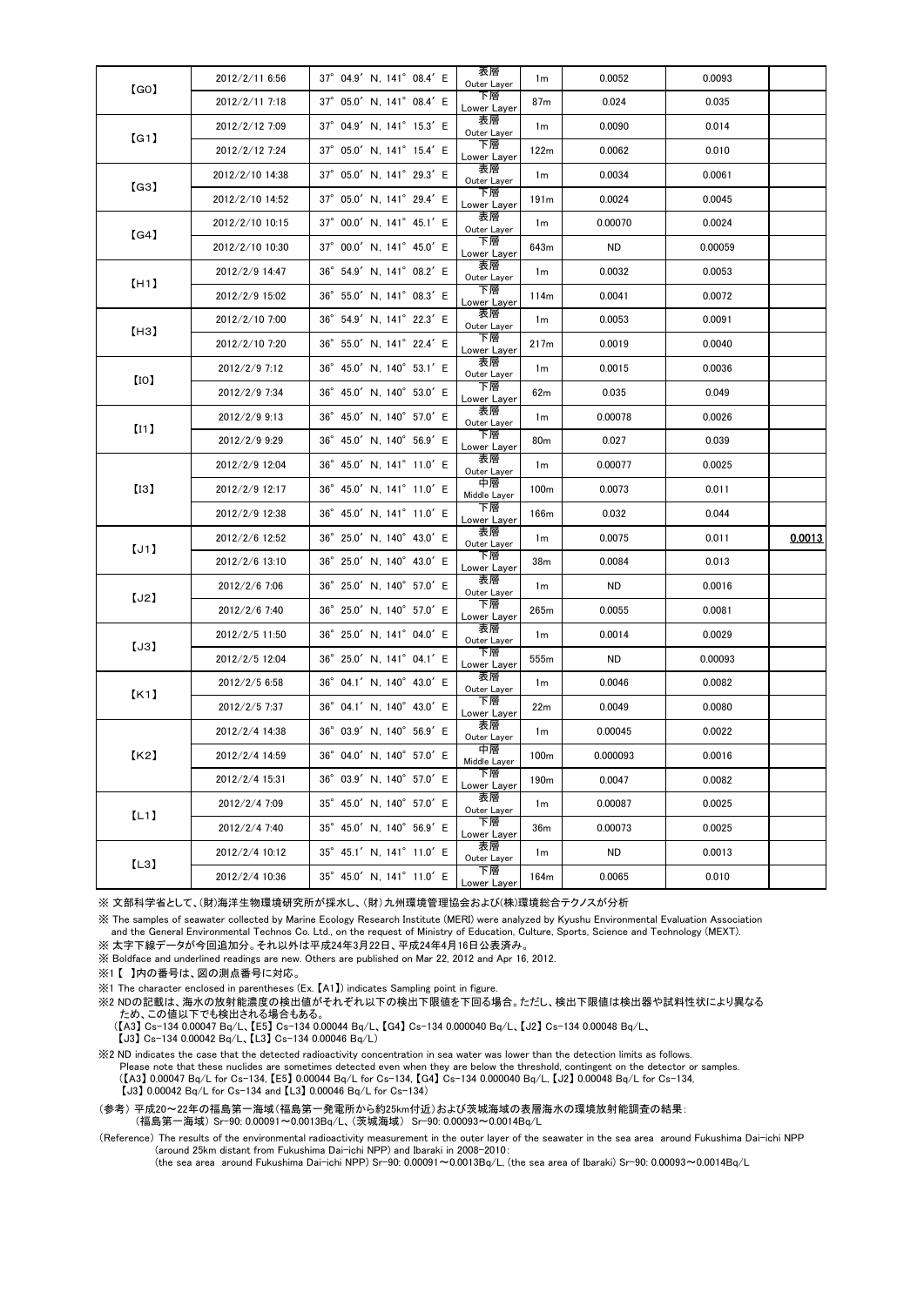| | | | | | | | |
|---|---|---|---|---|---|---|---|
| 【G0】 | 2012/2/11 6:56 | 37° 04.9′ N, 141° 08.4′ E | 表層 Outer Layer | 1m | 0.0052 | 0.0093 | |
| | 2012/2/11 7:18 | 37° 05.0′ N, 141° 08.4′ E | 下層 Lower Layer | 87m | 0.024 | 0.035 | |
| 【G1】 | 2012/2/12 7:09 | 37° 04.9′ N, 141° 15.3′ E | 表層 Outer Layer | 1m | 0.0090 | 0.014 | |
| | 2012/2/12 7:24 | 37° 05.0′ N, 141° 15.4′ E | 下層 Lower Layer | 122m | 0.0062 | 0.010 | |
| 【G3】 | 2012/2/10 14:38 | 37° 05.0′ N, 141° 29.3′ E | 表層 Outer Layer | 1m | 0.0034 | 0.0061 | |
| | 2012/2/10 14:52 | 37° 05.0′ N, 141° 29.4′ E | 下層 Lower Layer | 191m | 0.0024 | 0.0045 | |
| 【G4】 | 2012/2/10 10:15 | 37° 00.0′ N, 141° 45.1′ E | 表層 Outer Layer | 1m | 0.00070 | 0.0024 | |
| | 2012/2/10 10:30 | 37° 00.0′ N, 141° 45.0′ E | 下層 Lower Layer | 643m | ND | 0.00059 | |
| 【H1】 | 2012/2/9 14:47 | 36° 54.9′ N, 141° 08.2′ E | 表層 Outer Layer | 1m | 0.0032 | 0.0053 | |
| | 2012/2/9 15:02 | 36° 55.0′ N, 141° 08.3′ E | 下層 Lower Layer | 114m | 0.0041 | 0.0072 | |
| 【H3】 | 2012/2/10 7:00 | 36° 54.9′ N, 141° 22.3′ E | 表層 Outer Layer | 1m | 0.0053 | 0.0091 | |
| | 2012/2/10 7:20 | 36° 55.0′ N, 141° 22.4′ E | 下層 Lower Layer | 217m | 0.0019 | 0.0040 | |
| 【I0】 | 2012/2/9 7:12 | 36° 45.0′ N, 140° 53.1′ E | 表層 Outer Layer | 1m | 0.0015 | 0.0036 | |
| | 2012/2/9 7:34 | 36° 45.0′ N, 140° 53.0′ E | 下層 Lower Layer | 62m | 0.035 | 0.049 | |
| 【I1】 | 2012/2/9 9:13 | 36° 45.0′ N, 140° 57.0′ E | 表層 Outer Layer | 1m | 0.00078 | 0.0026 | |
| | 2012/2/9 9:29 | 36° 45.0′ N, 140° 56.9′ E | 下層 Lower Layer | 80m | 0.027 | 0.039 | |
| 【I3】 | 2012/2/9 12:04 | 36° 45.0′ N, 141° 11.0′ E | 表層 Outer Layer | 1m | 0.00077 | 0.0025 | |
| | 2012/2/9 12:17 | 36° 45.0′ N, 141° 11.0′ E | 中層 Middle Layer | 100m | 0.0073 | 0.011 | |
| | 2012/2/9 12:38 | 36° 45.0′ N, 141° 11.0′ E | 下層 Lower Layer | 166m | 0.032 | 0.044 | |
| 【J1】 | 2012/2/6 12:52 | 36° 25.0′ N, 140° 43.0′ E | 表層 Outer Layer | 1m | 0.0075 | 0.011 | **0.0013** |
| | 2012/2/6 13:10 | 36° 25.0′ N, 140° 43.0′ E | 下層 Lower Layer | 38m | 0.0084 | 0.013 | |
| 【J2】 | 2012/2/6 7:06 | 36° 25.0′ N, 140° 57.0′ E | 表層 Outer Layer | 1m | ND | 0.0016 | |
| | 2012/2/6 7:40 | 36° 25.0′ N, 140° 57.0′ E | 下層 Lower Layer | 265m | 0.0055 | 0.0081 | |
| 【J3】 | 2012/2/5 11:50 | 36° 25.0′ N, 141° 04.0′ E | 表層 Outer Layer | 1m | 0.0014 | 0.0029 | |
| | 2012/2/5 12:04 | 36° 25.0′ N, 141° 04.1′ E | 下層 Lower Layer | 555m | ND | 0.00093 | |
| 【K1】 | 2012/2/5 6:58 | 36° 04.1′ N, 140° 43.0′ E | 表層 Outer Layer | 1m | 0.0046 | 0.0082 | |
| | 2012/2/5 7:37 | 36° 04.1′ N, 140° 43.0′ E | 下層 Lower Layer | 22m | 0.0049 | 0.0080 | |
| 【K2】 | 2012/2/4 14:38 | 36° 03.9′ N, 140° 56.9′ E | 表層 Outer Layer | 1m | 0.00045 | 0.0022 | |
| | 2012/2/4 14:59 | 36° 04.0′ N, 140° 57.0′ E | 中層 Middle Layer | 100m | 0.000093 | 0.0016 | |
| | 2012/2/4 15:31 | 36° 03.9′ N, 140° 57.0′ E | 下層 Lower Layer | 190m | 0.0047 | 0.0082 | |
| 【L1】 | 2012/2/4 7:09 | 35° 45.0′ N, 140° 57.0′ E | 表層 Outer Layer | 1m | 0.00087 | 0.0025 | |
| | 2012/2/4 7:40 | 35° 45.0′ N, 140° 56.9′ E | 下層 Lower Layer | 36m | 0.00073 | 0.0025 | |
| 【L3】 | 2012/2/4 10:12 | 35° 45.1′ N, 141° 11.0′ E | 表層 Outer Layer | 1m | ND | 0.0013 | |
| | 2012/2/4 10:36 | 35° 45.0′ N, 141° 11.0′ E | 下層 Lower Layer | 164m | 0.0065 | 0.010 | |

※ 文部科学省として、(財)海洋生物環境研究所が採水し、(財)九州環境管理協会および(株)環境総合テクノスが分析

※ The samples of seawater collected by Marine Ecology Research Institute (MERI) were analyzed by Kyushu Environmental Evaluation Association and the General Environmental Technos Co. Ltd., on the request of Ministry of Education, Culture, Sports, Science and Technology (MEXT).

※ 太字下線データが今回追加分。それ以外は平成24年3月22日、平成24年4月16日公表済み。

※ Boldface and underlined readings are new. Others are published on Mar 22, 2012 and Apr 16, 2012.

※1【 】内の番号は、図の測点番号に対応。

※1 The character enclosed in parentheses (Ex. 【A1】) indicates Sampling point in figure.

※2 NDの記載は、海水の放射能濃度の検出値がそれぞれ以下の検出下限値を下回る場合。ただし、検出下限値は検出器や試料性状により異なるため、この値以下でも検出される場合もある。
(【A3】Cs-134 0.00047 Bq/L、【E5】Cs-134 0.00044 Bq/L、【G4】Cs-134 0.000040 Bq/L、【J2】Cs-134 0.00048 Bq/L、
【J3】Cs-134 0.00042 Bq/L、【L3】Cs-134 0.00046 Bq/L)

※2 ND indicates the case that the detected radioactivity concentration in sea water was lower than the detection limits as follows.
Please note that these nuclides are sometimes detected even when they are below the threshold, contingent on the detector or samples.
(【A3】0.00047 Bq/L for Cs-134, 【E5】0.00044 Bq/L for Cs-134, 【G4】Cs-134 0.000040 Bq/L, 【J2】0.00048 Bq/L for Cs-134,
【J3】0.00042 Bq/L for Cs-134 and 【L3】0.00046 Bq/L for Cs-134)

(参考) 平成20～22年の福島第一海域(福島第一発電所から約25km付近)および茨城海域の表層海水の環境放射能調査の結果:
(福島第一海域) Sr-90: 0.00091～0.0013Bq/L、(茨城海域) Sr-90: 0.00093～0.0014Bq/L

(Reference) The results of the environmental radioactivity measurement in the outer layer of the seawater in the sea area around Fukushima Dai-ichi NPP (around 25km distant from Fukushima Dai-ichi NPP) and Ibaraki in 2008-2010:
(the sea area around Fukushima Dai-ichi NPP) Sr-90: 0.00091～0.0013Bq/L, (the sea area of Ibaraki) Sr-90: 0.00093～0.0014Bq/L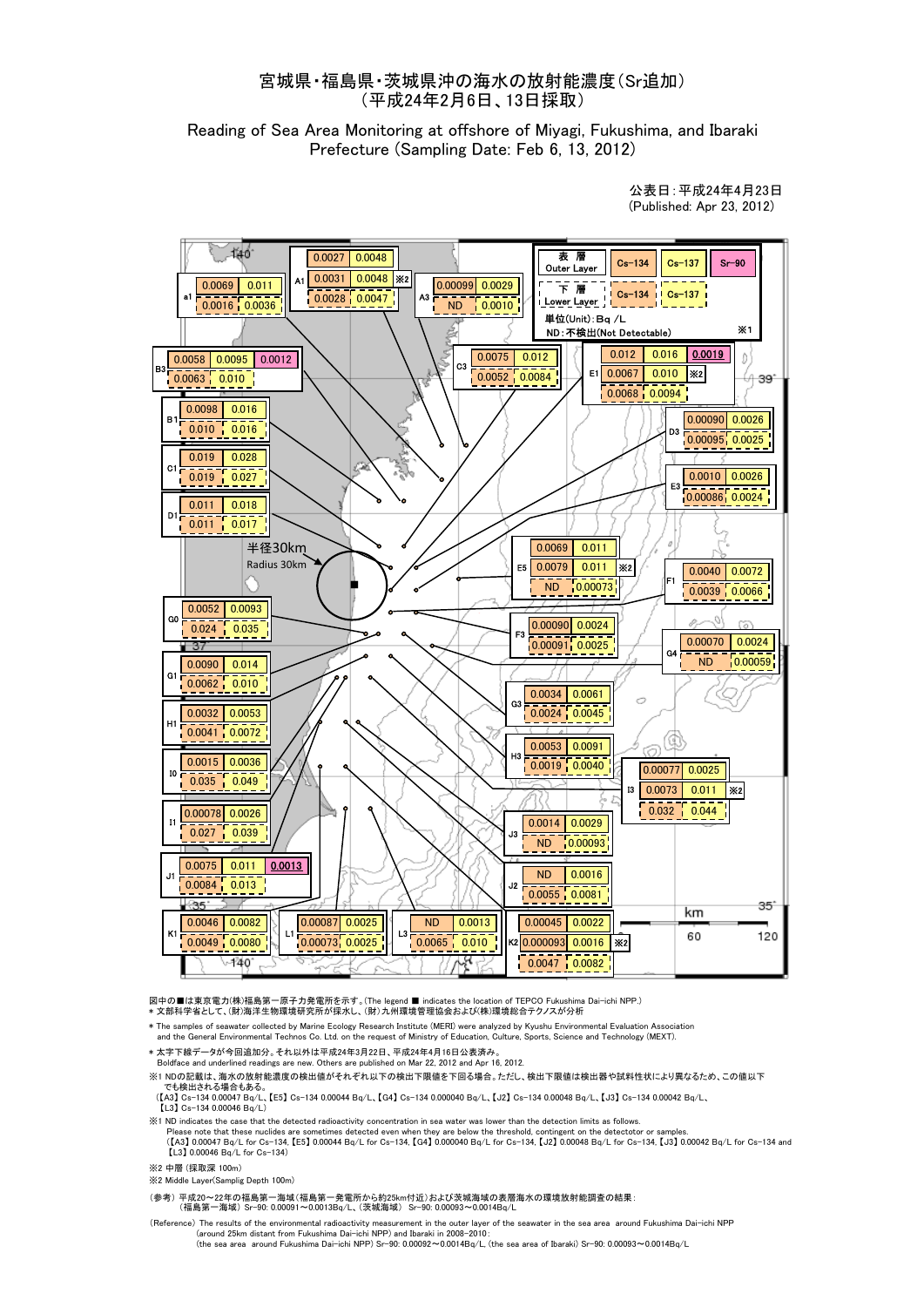# 宮城県・福島県・茨城県沖の海水の放射能濃度(Sr追加)
# (平成24年2月6日、13日採取)

## Reading of Sea Area Monitoring at offshore of Miyagi, Fukushima, and Ibaraki Prefecture (Sampling Date: Feb 6, 13, 2012)

公表日：平成24年4月23日
(Published: Apr 23, 2012)

単位(Unit)：Bq /L
ND：不検出(Not Detectable) ※1

| 地点 | 層 | Cs-134 | Cs-137 | Sr-90 |
|---|---|---|---|---|
| a1 | 表層 Outer Layer | 0.0069 | 0.011 | |
| a1 | 下層 Lower Layer | 0.0016 | 0.0036 | |
| A1 | 表層 Outer Layer | 0.0027 | 0.0048 | |
| A1 | ※2 中層 | 0.0031 | 0.0048 | |
| A1 | 下層 Lower Layer | 0.0028 | 0.0047 | |
| A3 | 表層 Outer Layer | 0.00099 | 0.0029 | |
| A3 | 下層 Lower Layer | ND | 0.0010 | |
| B3 | 表層 Outer Layer | 0.0058 | 0.0095 | 0.0012 |
| B3 | 下層 Lower Layer | 0.0063 | 0.010 | |
| C3 | 表層 Outer Layer | 0.0075 | 0.012 | |
| C3 | 下層 Lower Layer | 0.0052 | 0.0084 | |
| E1 | 表層 Outer Layer | 0.012 | 0.016 | **0.0019** |
| E1 | ※2 中層 | 0.0067 | 0.010 | |
| E1 | 下層 Lower Layer | 0.0068 | 0.0094 | |
| B1 | 表層 Outer Layer | 0.0098 | 0.016 | |
| B1 | 下層 Lower Layer | 0.010 | 0.016 | |
| D3 | 表層 Outer Layer | 0.00090 | 0.0026 | |
| D3 | 下層 Lower Layer | 0.00095 | 0.0025 | |
| C1 | 表層 Outer Layer | 0.019 | 0.028 | |
| C1 | 下層 Lower Layer | 0.019 | 0.027 | |
| E3 | 表層 Outer Layer | 0.0010 | 0.0026 | |
| E3 | 下層 Lower Layer | 0.00086 | 0.0024 | |
| D1 | 表層 Outer Layer | 0.011 | 0.018 | |
| D1 | 下層 Lower Layer | 0.011 | 0.017 | |
| E5 | 表層 Outer Layer | 0.0069 | 0.011 | |
| E5 | ※2 中層 | 0.0079 | 0.011 | |
| E5 | 下層 Lower Layer | ND | 0.00073 | |
| F1 | 表層 Outer Layer | 0.0040 | 0.0072 | |
| F1 | 下層 Lower Layer | 0.0039 | 0.0066 | |
| G0 | 表層 Outer Layer | 0.0052 | 0.0093 | |
| G0 | 下層 Lower Layer | 0.024 | 0.035 | |
| F3 | 表層 Outer Layer | 0.00090 | 0.0024 | |
| F3 | 下層 Lower Layer | 0.00091 | 0.0025 | |
| G4 | 表層 Outer Layer | 0.00070 | 0.0024 | |
| G4 | 下層 Lower Layer | ND | 0.00059 | |
| G1 | 表層 Outer Layer | 0.0090 | 0.014 | |
| G1 | 下層 Lower Layer | 0.0062 | 0.010 | |
| G3 | 表層 Outer Layer | 0.0034 | 0.0061 | |
| G3 | 下層 Lower Layer | 0.0024 | 0.0045 | |
| H1 | 表層 Outer Layer | 0.0032 | 0.0053 | |
| H1 | 下層 Lower Layer | 0.0041 | 0.0072 | |
| H3 | 表層 Outer Layer | 0.0053 | 0.0091 | |
| H3 | 下層 Lower Layer | 0.0019 | 0.0040 | |
| I0 | 表層 Outer Layer | 0.0015 | 0.0036 | |
| I0 | 下層 Lower Layer | 0.035 | 0.049 | |
| I3 | 表層 Outer Layer | 0.00077 | 0.0025 | |
| I3 | ※2 中層 | 0.0073 | 0.011 | |
| I3 | 下層 Lower Layer | 0.032 | 0.044 | |
| I1 | 表層 Outer Layer | 0.00078 | 0.0026 | |
| I1 | 下層 Lower Layer | 0.027 | 0.039 | |
| J3 | 表層 Outer Layer | 0.0014 | 0.0029 | |
| J3 | 下層 Lower Layer | ND | 0.00093 | |
| J1 | 表層 Outer Layer | 0.0075 | 0.011 | **0.0013** |
| J1 | 下層 Lower Layer | 0.0084 | 0.013 | |
| J2 | 表層 Outer Layer | ND | 0.0016 | |
| J2 | 下層 Lower Layer | 0.0055 | 0.0081 | |
| K1 | 表層 Outer Layer | 0.0046 | 0.0082 | |
| K1 | 下層 Lower Layer | 0.0049 | 0.0080 | |
| L1 | 表層 Outer Layer | 0.00087 | 0.0025 | |
| L1 | 下層 Lower Layer | 0.00073 | 0.0025 | |
| L3 | 表層 Outer Layer | ND | 0.0013 | |
| L3 | 下層 Lower Layer | 0.0065 | 0.010 | |
| K2 | 表層 Outer Layer | 0.00045 | 0.0022 | |
| K2 | ※2 中層 | 0.000093 | 0.0016 | |
| K2 | 下層 Lower Layer | 0.0047 | 0.0082 | |

半径30km Radius 30km

図中の■は東京電力(株)福島第一原子力発電所を示す。(The legend ■ indicates the location of TEPCO Fukushima Dai-ichi NPP.)

＊ 文部科学省として、(財)海洋生物環境研究所が採水し、(財)九州環境管理協会および(株)環境総合テクノスが分析

＊ The samples of seawater collected by Marine Ecology Research Institute (MERI) were analyzed by Kyushu Environmental Evaluation Association and the General Environmental Technos Co. Ltd. on the request of Ministry of Education, Culture, Sports, Science and Technology (MEXT).

＊ 太字下線データが今回追加分。それ以外は平成24年3月22日、平成24年4月16日公表済み。
Boldface and underlined readings are new. Others are published on Mar 22, 2012 and Apr 16, 2012.

※1 NDの記載は、海水の放射能濃度の検出値がそれぞれ以下の検出下限値を下回る場合。ただし、検出下限値は検出器や試料性状により異なるため、この値以下でも検出される場合もある。
(【A3】Cs-134 0.00047 Bq/L、【E5】Cs-134 0.00044 Bq/L、【G4】Cs-134 0.000040 Bq/L、【J2】Cs-134 0.00048 Bq/L、【J3】Cs-134 0.00042 Bq/L、【L3】Cs-134 0.00046 Bq/L)

※1 ND indicates the case that the detected radioactivity concentration in sea water was lower than the detection limits as follows.
Please note that these nuclides are sometimes detected even when they are below the threshold, contingent on the detectotor or samples.
(【A3】0.00047 Bq/L for Cs-134, 【E5】0.00044 Bq/L for Cs-134, 【G4】0.000040 Bq/L for Cs-134, 【J2】0.00048 Bq/L for Cs-134, 【J3】0.00042 Bq/L for Cs-134 and 【L3】0.00046 Bq/L for Cs-134)

※2 中層 (採取深 100m)

※2 Middle Layer(Samplig Depth 100m)

(参考) 平成20～22年の福島第一海域(福島第一発電所から約25km付近)および茨城海域の表層海水の環境放射能調査の結果：
(福島第一海域) Sr-90: 0.00091～0.0013Bq/L、(茨城海域) Sr-90: 0.00093～0.0014Bq/L

(Reference) The results of the environmental radioactivity measurement in the outer layer of the seawater in the sea area around Fukushima Dai-ichi NPP (around 25km distant from Fukushima Dai-ichi NPP) and Ibaraki in 2008-2010:
(the sea area around Fukushima Dai-ichi NPP) Sr-90: 0.00092～0.0014Bq/L, (the sea area of Ibaraki) Sr-90: 0.00093～0.0014Bq/L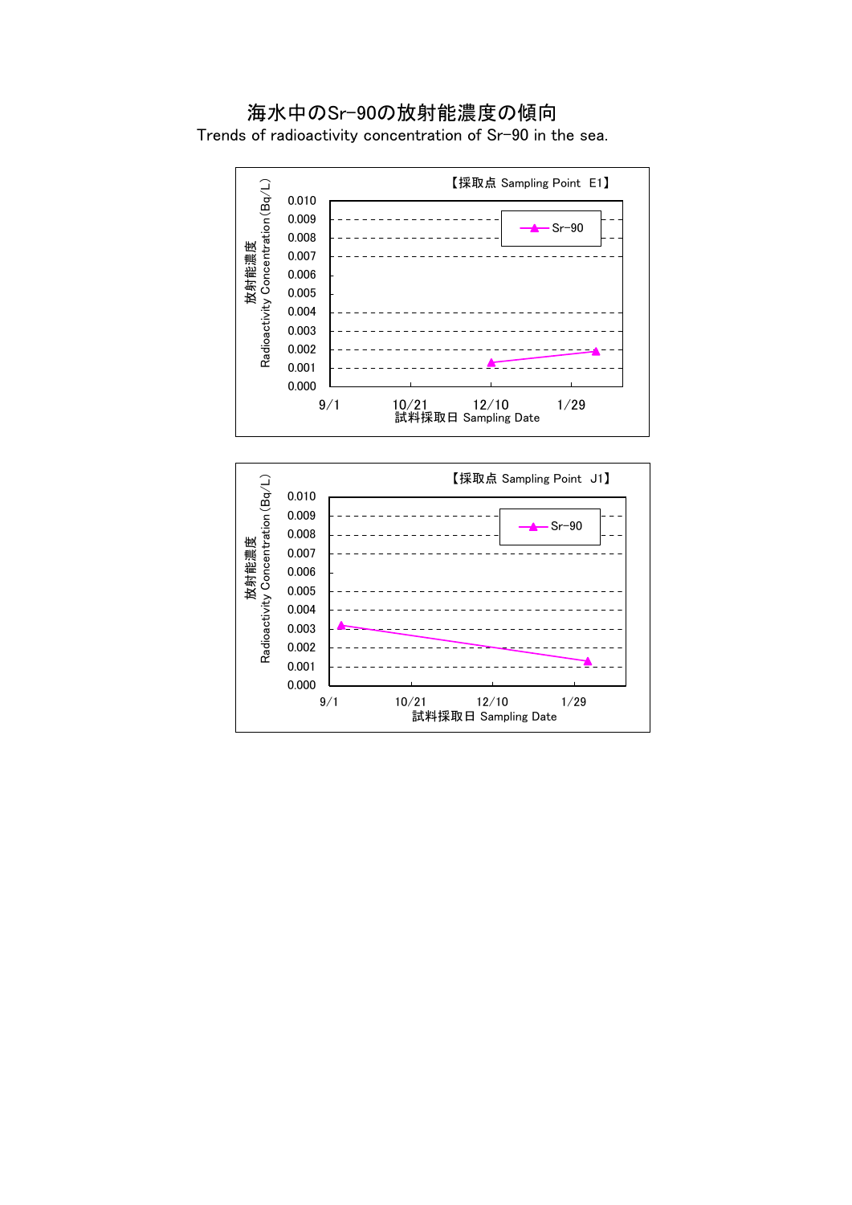# 海水中のSr−90の放射能濃度の傾向

Trends of radioactivity concentration of Sr−90 in the sea.

【採取点 Sampling Point　E1】

放射能濃度
Radioactivity Concentration (Bq/L)

0.010
0.009
0.008
0.007
0.006
0.005
0.004
0.003
0.002
0.001
0.000

9/1
10/21
12/10
1/29

試料採取日 Sampling Date

Sr−90

【採取点 Sampling Point　J1】

放射能濃度
Radioactivity Concentration (Bq/L)

0.010
0.009
0.008
0.007
0.006
0.005
0.004
0.003
0.002
0.001
0.000

9/1
10/21
12/10
1/29

試料採取日 Sampling Date

Sr−90